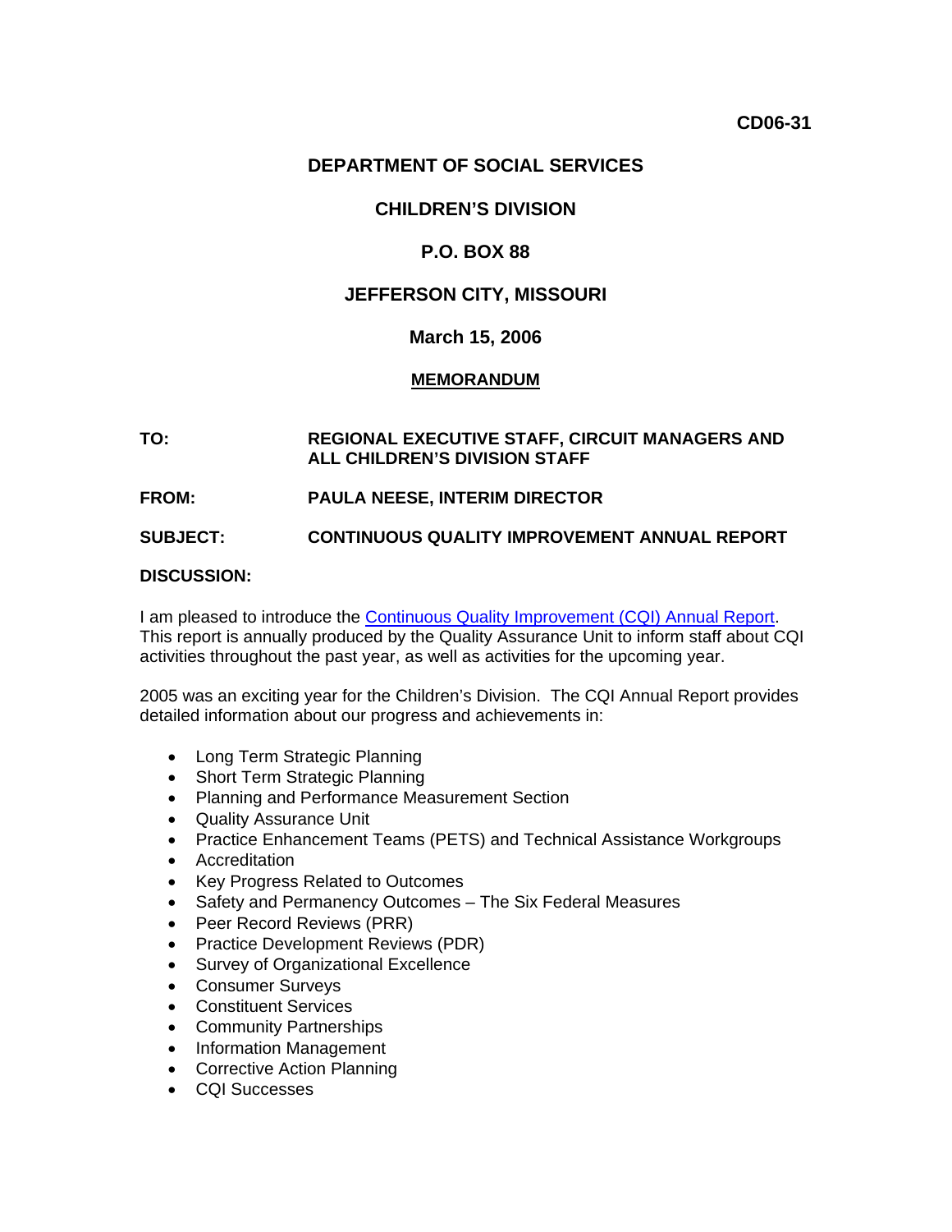**CD06-31**

**DEPARTMENT OF SOCIAL SERVICES**

**CHILDREN'S DIVISION**

**P.O. BOX 88**

**JEFFERSON CITY, MISSOURI**

**March 15, 2006**

**MEMORANDUM**

**TO:** **REGIONAL EXECUTIVE STAFF, CIRCUIT MANAGERS AND ALL CHILDREN'S DIVISION STAFF**

**FROM:** **PAULA NEESE, INTERIM DIRECTOR**

**SUBJECT:** **CONTINUOUS QUALITY IMPROVEMENT ANNUAL REPORT**

**DISCUSSION:**

I am pleased to introduce the Continuous Quality Improvement (CQI) Annual Report. This report is annually produced by the Quality Assurance Unit to inform staff about CQI activities throughout the past year, as well as activities for the upcoming year.

2005 was an exciting year for the Children's Division. The CQI Annual Report provides detailed information about our progress and achievements in:

- Long Term Strategic Planning
- Short Term Strategic Planning
- Planning and Performance Measurement Section
- Quality Assurance Unit
- Practice Enhancement Teams (PETS) and Technical Assistance Workgroups
- Accreditation
- Key Progress Related to Outcomes
- Safety and Permanency Outcomes – The Six Federal Measures
- Peer Record Reviews (PRR)
- Practice Development Reviews (PDR)
- Survey of Organizational Excellence
- Consumer Surveys
- Constituent Services
- Community Partnerships
- Information Management
- Corrective Action Planning
- CQI Successes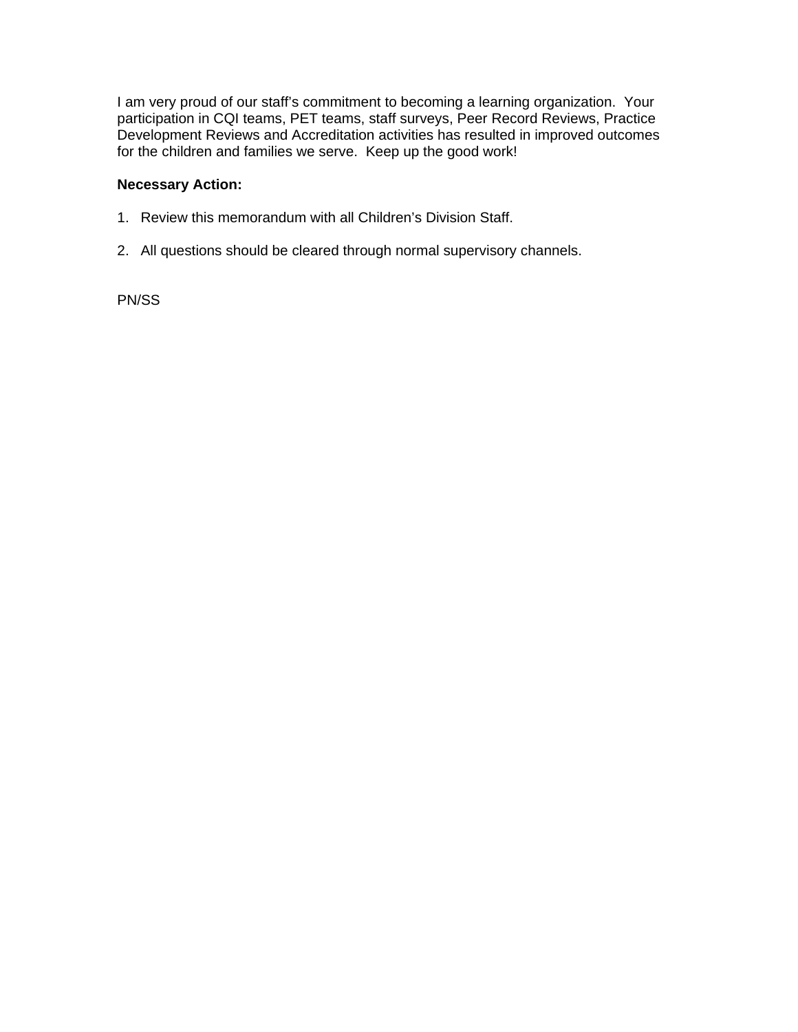I am very proud of our staff's commitment to becoming a learning organization. Your participation in CQI teams, PET teams, staff surveys, Peer Record Reviews, Practice Development Reviews and Accreditation activities has resulted in improved outcomes for the children and families we serve. Keep up the good work!

**Necessary Action:**

1. Review this memorandum with all Children's Division Staff.

2. All questions should be cleared through normal supervisory channels.

PN/SS